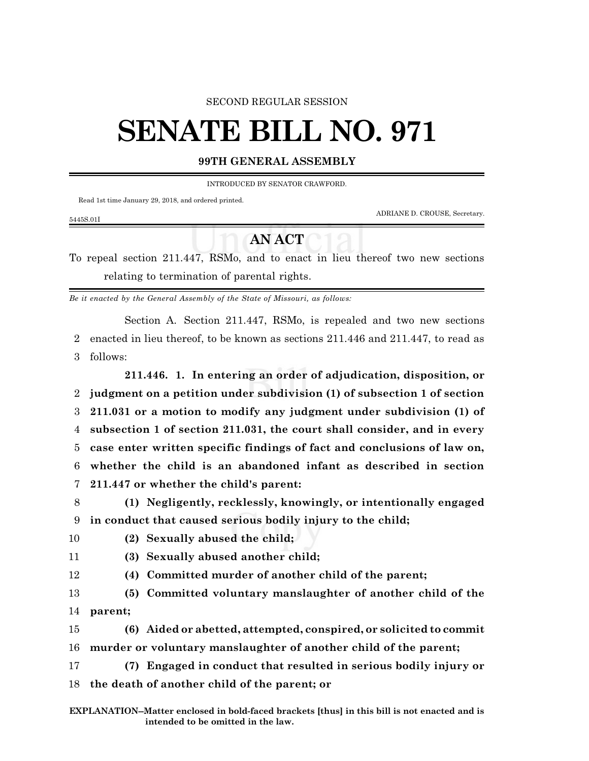SECOND REGULAR SESSION

# SENATE BILL NO. 971

## 99TH GENERAL ASSEMBLY

INTRODUCED BY SENATOR CRAWFORD.

Read 1st time January 29, 2018, and ordered printed.

ADRIANE D. CROUSE, Secretary.

5445S.01I

## AN ACT

To repeal section 211.447, RSMo, and to enact in lieu thereof two new sections relating to termination of parental rights.

*Be it enacted by the General Assembly of the State of Missouri, as follows:*

Section A. Section 211.447, RSMo, is repealed and two new sections enacted in lieu thereof, to be known as sections 211.446 and 211.447, to read as follows:

**211.446. 1. In entering an order of adjudication, disposition, or judgment on a petition under subdivision (1) of subsection 1 of section 211.031 or a motion to modify any judgment under subdivision (1) of subsection 1 of section 211.031, the court shall consider, and in every case enter written specific findings of fact and conclusions of law on, whether the child is an abandoned infant as described in section 211.447 or whether the child's parent:**

**(1) Negligently, recklessly, knowingly, or intentionally engaged in conduct that caused serious bodily injury to the child;**

**(2) Sexually abused the child;**

**(3) Sexually abused another child;**

**(4) Committed murder of another child of the parent;**

**(5) Committed voluntary manslaughter of another child of the parent;**

**(6) Aided or abetted, attempted, conspired, or solicited to commit murder or voluntary manslaughter of another child of the parent;**

**(7) Engaged in conduct that resulted in serious bodily injury or the death of another child of the parent; or**

**EXPLANATION–Matter enclosed in bold-faced brackets [thus] in this bill is not enacted and is intended to be omitted in the law.**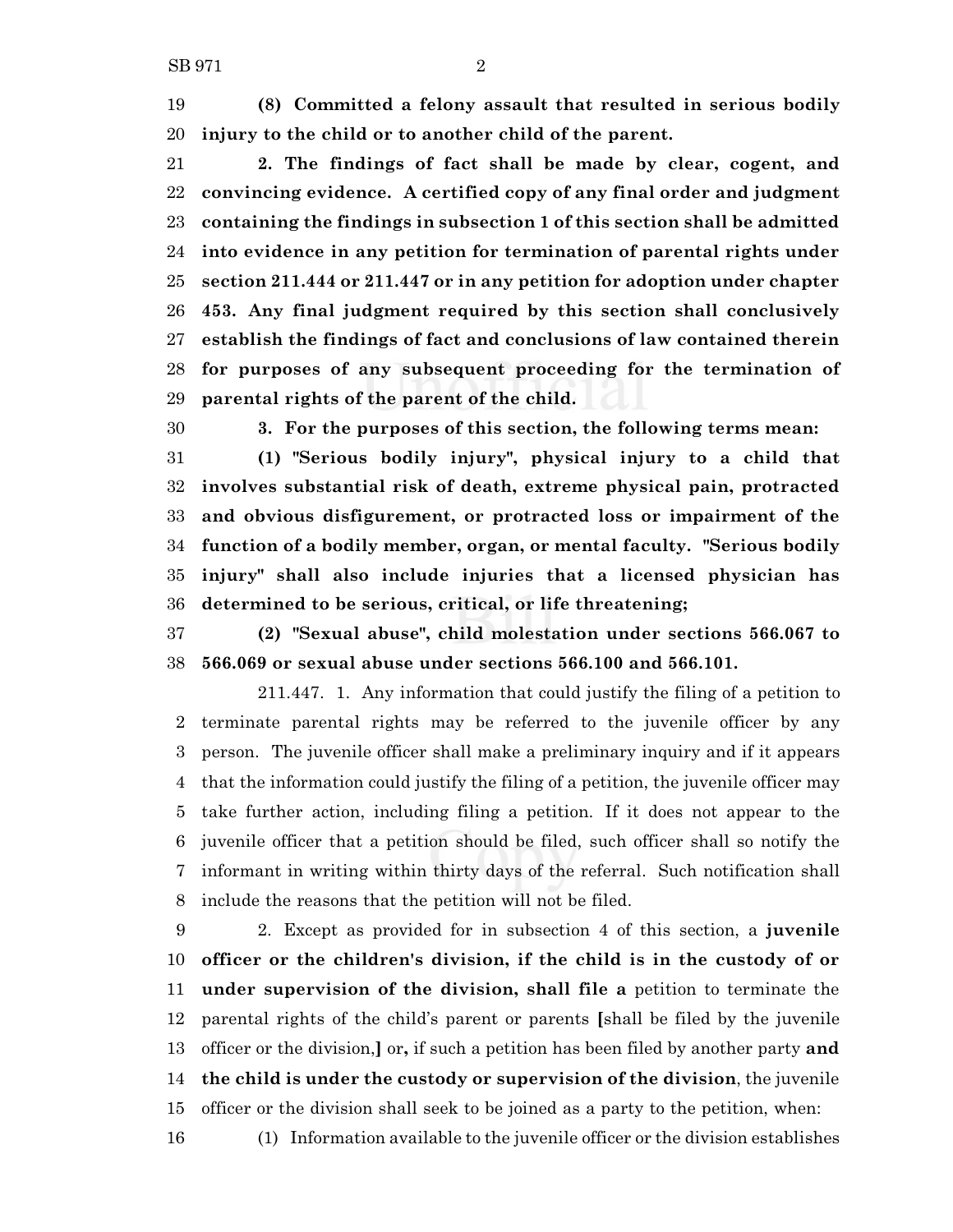19 **(8) Committed a felony assault that resulted in serious bodily**
20 **injury to the child or to another child of the parent.**

21 **2. The findings of fact shall be made by clear, cogent, and**
22 **convincing evidence. A certified copy of any final order and judgment**
23 **containing the findings in subsection 1 of this section shall be admitted**
24 **into evidence in any petition for termination of parental rights under**
25 **section 211.444 or 211.447 or in any petition for adoption under chapter**
26 **453. Any final judgment required by this section shall conclusively**
27 **establish the findings of fact and conclusions of law contained therein**
28 **for purposes of any subsequent proceeding for the termination of**
29 **parental rights of the parent of the child.**

30 **3. For the purposes of this section, the following terms mean:**

31 **(1) "Serious bodily injury", physical injury to a child that**
32 **involves substantial risk of death, extreme physical pain, protracted**
33 **and obvious disfigurement, or protracted loss or impairment of the**
34 **function of a bodily member, organ, or mental faculty. "Serious bodily**
35 **injury" shall also include injuries that a licensed physician has**
36 **determined to be serious, critical, or life threatening;**

37 **(2) "Sexual abuse", child molestation under sections 566.067 to**
38 **566.069 or sexual abuse under sections 566.100 and 566.101.**

211.447. 1. Any information that could justify the filing of a petition to
2 terminate parental rights may be referred to the juvenile officer by any
3 person. The juvenile officer shall make a preliminary inquiry and if it appears
4 that the information could justify the filing of a petition, the juvenile officer may
5 take further action, including filing a petition. If it does not appear to the
6 juvenile officer that a petition should be filed, such officer shall so notify the
7 informant in writing within thirty days of the referral. Such notification shall
8 include the reasons that the petition will not be filed.

9 2. Except as provided for in subsection 4 of this section, a **juvenile**
10 **officer or the children's division, if the child is in the custody of or**
11 **under supervision of the division, shall file a** petition to terminate the
12 parental rights of the child's parent or parents **[**shall be filed by the juvenile
13 officer or the division,**]** or**,** if such a petition has been filed by another party **and**
14 **the child is under the custody or supervision of the division**, the juvenile
15 officer or the division shall seek to be joined as a party to the petition, when:

16 (1) Information available to the juvenile officer or the division establishes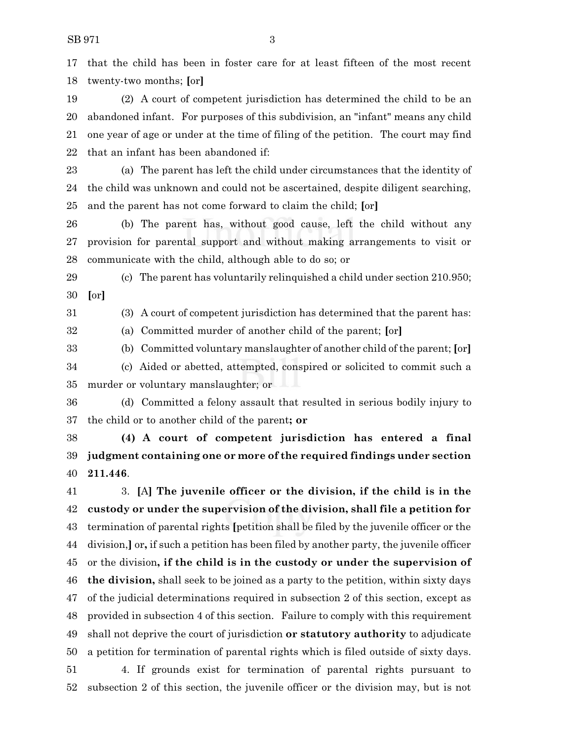that the child has been in foster care for at least fifteen of the most recent twenty-two months; [or]

(2) A court of competent jurisdiction has determined the child to be an abandoned infant. For purposes of this subdivision, an "infant" means any child one year of age or under at the time of filing of the petition. The court may find that an infant has been abandoned if:

(a) The parent has left the child under circumstances that the identity of the child was unknown and could not be ascertained, despite diligent searching, and the parent has not come forward to claim the child; [or]

(b) The parent has, without good cause, left the child without any provision for parental support and without making arrangements to visit or communicate with the child, although able to do so; or

(c) The parent has voluntarily relinquished a child under section 210.950; [or]

(3) A court of competent jurisdiction has determined that the parent has:

(a) Committed murder of another child of the parent; [or]

(b) Committed voluntary manslaughter of another child of the parent; [or]

(c) Aided or abetted, attempted, conspired or solicited to commit such a murder or voluntary manslaughter; or

(d) Committed a felony assault that resulted in serious bodily injury to the child or to another child of the parent**; or**

**(4) A court of competent jurisdiction has entered a final judgment containing one or more of the required findings under section 211.446**.

3. [A] **The juvenile officer or the division, if the child is in the custody or under the supervision of the division, shall file a petition for** termination of parental rights [petition shall be filed by the juvenile officer or the division,] or**,** if such a petition has been filed by another party, the juvenile officer or the division**, if the child is in the custody or under the supervision of the division,** shall seek to be joined as a party to the petition, within sixty days of the judicial determinations required in subsection 2 of this section, except as provided in subsection 4 of this section. Failure to comply with this requirement shall not deprive the court of jurisdiction **or statutory authority** to adjudicate a petition for termination of parental rights which is filed outside of sixty days.

4. If grounds exist for termination of parental rights pursuant to subsection 2 of this section, the juvenile officer or the division may, but is not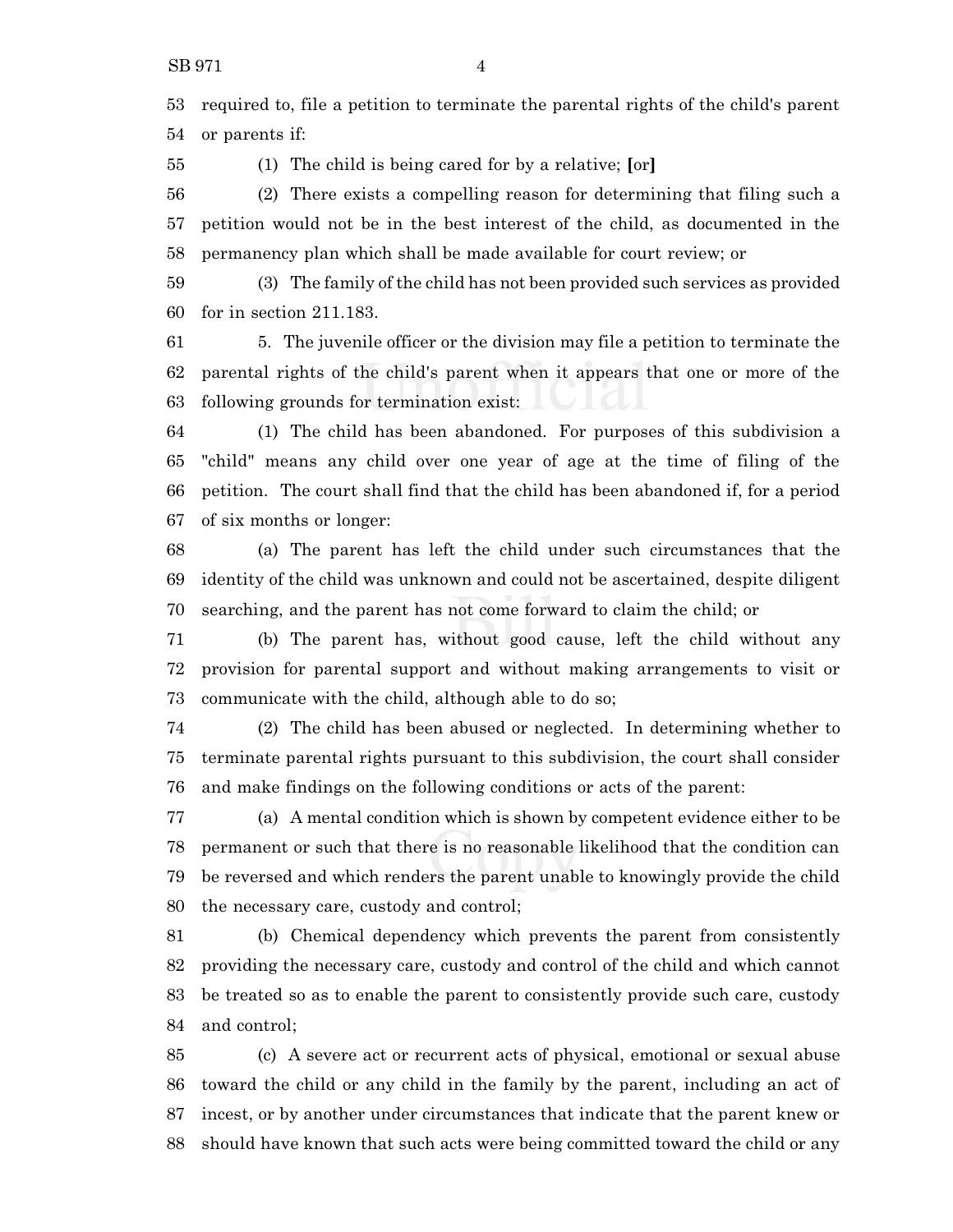required to, file a petition to terminate the parental rights of the child's parent or parents if:

(1) The child is being cared for by a relative; [or]

(2) There exists a compelling reason for determining that filing such a petition would not be in the best interest of the child, as documented in the permanency plan which shall be made available for court review; or

(3) The family of the child has not been provided such services as provided for in section 211.183.

5. The juvenile officer or the division may file a petition to terminate the parental rights of the child's parent when it appears that one or more of the following grounds for termination exist:

(1) The child has been abandoned. For purposes of this subdivision a "child" means any child over one year of age at the time of filing of the petition. The court shall find that the child has been abandoned if, for a period of six months or longer:

(a) The parent has left the child under such circumstances that the identity of the child was unknown and could not be ascertained, despite diligent searching, and the parent has not come forward to claim the child; or

(b) The parent has, without good cause, left the child without any provision for parental support and without making arrangements to visit or communicate with the child, although able to do so;

(2) The child has been abused or neglected. In determining whether to terminate parental rights pursuant to this subdivision, the court shall consider and make findings on the following conditions or acts of the parent:

(a) A mental condition which is shown by competent evidence either to be permanent or such that there is no reasonable likelihood that the condition can be reversed and which renders the parent unable to knowingly provide the child the necessary care, custody and control;

(b) Chemical dependency which prevents the parent from consistently providing the necessary care, custody and control of the child and which cannot be treated so as to enable the parent to consistently provide such care, custody and control;

(c) A severe act or recurrent acts of physical, emotional or sexual abuse toward the child or any child in the family by the parent, including an act of incest, or by another under circumstances that indicate that the parent knew or should have known that such acts were being committed toward the child or any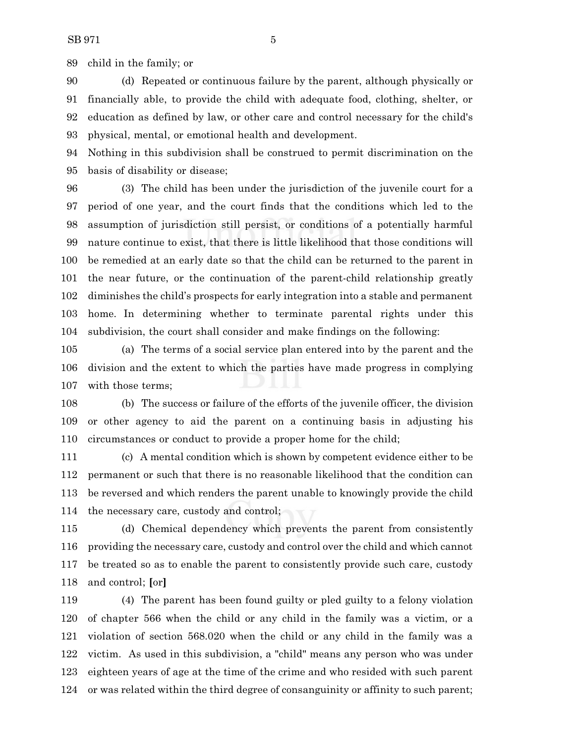child in the family; or

(d) Repeated or continuous failure by the parent, although physically or financially able, to provide the child with adequate food, clothing, shelter, or education as defined by law, or other care and control necessary for the child's physical, mental, or emotional health and development.

Nothing in this subdivision shall be construed to permit discrimination on the basis of disability or disease;

(3) The child has been under the jurisdiction of the juvenile court for a period of one year, and the court finds that the conditions which led to the assumption of jurisdiction still persist, or conditions of a potentially harmful nature continue to exist, that there is little likelihood that those conditions will be remedied at an early date so that the child can be returned to the parent in the near future, or the continuation of the parent-child relationship greatly diminishes the child's prospects for early integration into a stable and permanent home. In determining whether to terminate parental rights under this subdivision, the court shall consider and make findings on the following:

(a) The terms of a social service plan entered into by the parent and the division and the extent to which the parties have made progress in complying with those terms;

(b) The success or failure of the efforts of the juvenile officer, the division or other agency to aid the parent on a continuing basis in adjusting his circumstances or conduct to provide a proper home for the child;

(c) A mental condition which is shown by competent evidence either to be permanent or such that there is no reasonable likelihood that the condition can be reversed and which renders the parent unable to knowingly provide the child the necessary care, custody and control;

(d) Chemical dependency which prevents the parent from consistently providing the necessary care, custody and control over the child and which cannot be treated so as to enable the parent to consistently provide such care, custody and control; **[**or**]**

(4) The parent has been found guilty or pled guilty to a felony violation of chapter 566 when the child or any child in the family was a victim, or a violation of section 568.020 when the child or any child in the family was a victim. As used in this subdivision, a "child" means any person who was under eighteen years of age at the time of the crime and who resided with such parent or was related within the third degree of consanguinity or affinity to such parent;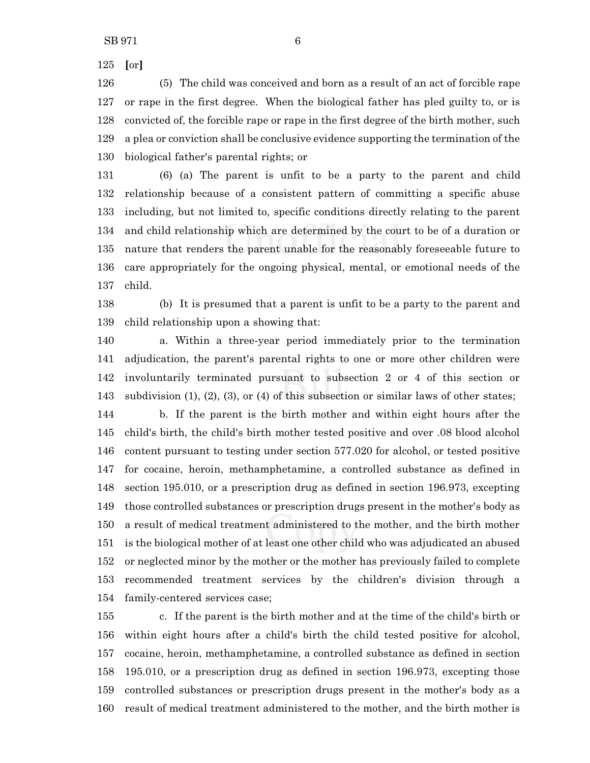125 [or]

126 (5) The child was conceived and born as a result of an act of forcible rape
127 or rape in the first degree. When the biological father has pled guilty to, or is
128 convicted of, the forcible rape or rape in the first degree of the birth mother, such
129 a plea or conviction shall be conclusive evidence supporting the termination of the
130 biological father's parental rights; or

131 (6) (a) The parent is unfit to be a party to the parent and child
132 relationship because of a consistent pattern of committing a specific abuse
133 including, but not limited to, specific conditions directly relating to the parent
134 and child relationship which are determined by the court to be of a duration or
135 nature that renders the parent unable for the reasonably foreseeable future to
136 care appropriately for the ongoing physical, mental, or emotional needs of the
137 child.

138 (b) It is presumed that a parent is unfit to be a party to the parent and
139 child relationship upon a showing that:

140 a. Within a three-year period immediately prior to the termination
141 adjudication, the parent's parental rights to one or more other children were
142 involuntarily terminated pursuant to subsection 2 or 4 of this section or
143 subdivision (1), (2), (3), or (4) of this subsection or similar laws of other states;

144 b. If the parent is the birth mother and within eight hours after the
145 child's birth, the child's birth mother tested positive and over .08 blood alcohol
146 content pursuant to testing under section 577.020 for alcohol, or tested positive
147 for cocaine, heroin, methamphetamine, a controlled substance as defined in
148 section 195.010, or a prescription drug as defined in section 196.973, excepting
149 those controlled substances or prescription drugs present in the mother's body as
150 a result of medical treatment administered to the mother, and the birth mother
151 is the biological mother of at least one other child who was adjudicated an abused
152 or neglected minor by the mother or the mother has previously failed to complete
153 recommended treatment services by the children's division through a
154 family-centered services case;

155 c. If the parent is the birth mother and at the time of the child's birth or
156 within eight hours after a child's birth the child tested positive for alcohol,
157 cocaine, heroin, methamphetamine, a controlled substance as defined in section
158 195.010, or a prescription drug as defined in section 196.973, excepting those
159 controlled substances or prescription drugs present in the mother's body as a
160 result of medical treatment administered to the mother, and the birth mother is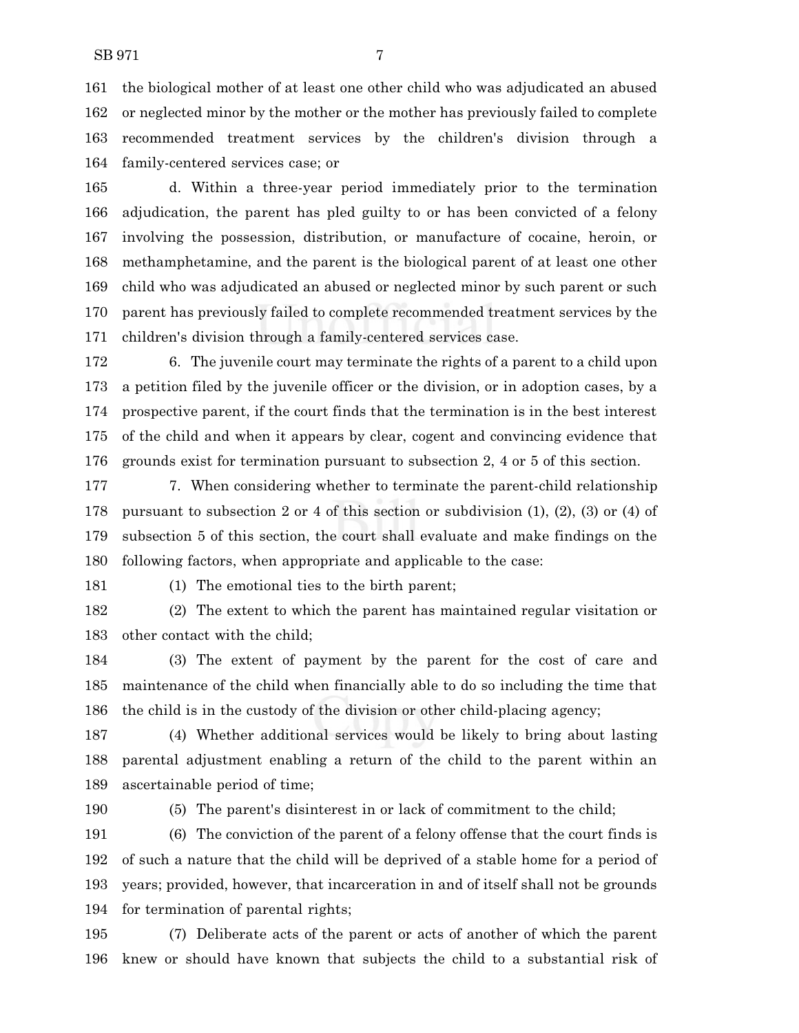the biological mother of at least one other child who was adjudicated an abused or neglected minor by the mother or the mother has previously failed to complete recommended treatment services by the children's division through a family-centered services case; or

d. Within a three-year period immediately prior to the termination adjudication, the parent has pled guilty to or has been convicted of a felony involving the possession, distribution, or manufacture of cocaine, heroin, or methamphetamine, and the parent is the biological parent of at least one other child who was adjudicated an abused or neglected minor by such parent or such parent has previously failed to complete recommended treatment services by the children's division through a family-centered services case.

6. The juvenile court may terminate the rights of a parent to a child upon a petition filed by the juvenile officer or the division, or in adoption cases, by a prospective parent, if the court finds that the termination is in the best interest of the child and when it appears by clear, cogent and convincing evidence that grounds exist for termination pursuant to subsection 2, 4 or 5 of this section.

7. When considering whether to terminate the parent-child relationship pursuant to subsection 2 or 4 of this section or subdivision (1), (2), (3) or (4) of subsection 5 of this section, the court shall evaluate and make findings on the following factors, when appropriate and applicable to the case:

(1) The emotional ties to the birth parent;

(2) The extent to which the parent has maintained regular visitation or other contact with the child;

(3) The extent of payment by the parent for the cost of care and maintenance of the child when financially able to do so including the time that the child is in the custody of the division or other child-placing agency;

(4) Whether additional services would be likely to bring about lasting parental adjustment enabling a return of the child to the parent within an ascertainable period of time;

(5) The parent's disinterest in or lack of commitment to the child;

(6) The conviction of the parent of a felony offense that the court finds is of such a nature that the child will be deprived of a stable home for a period of years; provided, however, that incarceration in and of itself shall not be grounds for termination of parental rights;

(7) Deliberate acts of the parent or acts of another of which the parent knew or should have known that subjects the child to a substantial risk of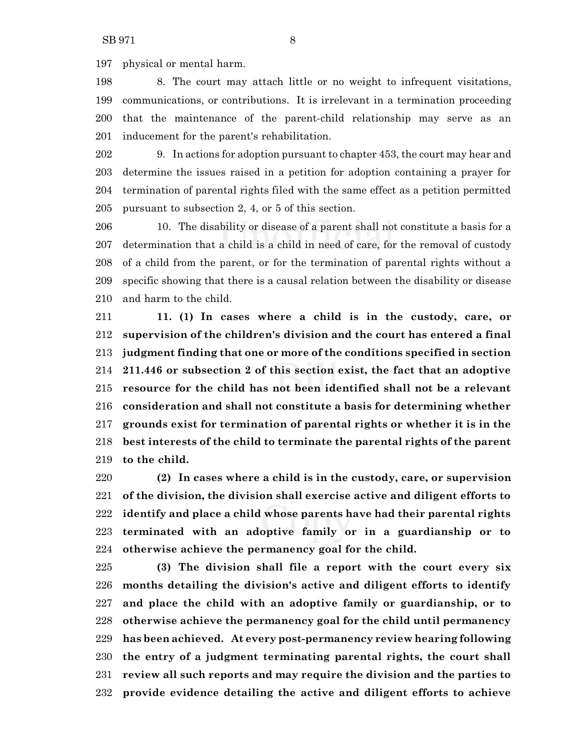physical or mental harm.

8. The court may attach little or no weight to infrequent visitations, communications, or contributions. It is irrelevant in a termination proceeding that the maintenance of the parent-child relationship may serve as an inducement for the parent's rehabilitation.

9. In actions for adoption pursuant to chapter 453, the court may hear and determine the issues raised in a petition for adoption containing a prayer for termination of parental rights filed with the same effect as a petition permitted pursuant to subsection 2, 4, or 5 of this section.

10. The disability or disease of a parent shall not constitute a basis for a determination that a child is a child in need of care, for the removal of custody of a child from the parent, or for the termination of parental rights without a specific showing that there is a causal relation between the disability or disease and harm to the child.

**11. (1) In cases where a child is in the custody, care, or supervision of the children's division and the court has entered a final judgment finding that one or more of the conditions specified in section 211.446 or subsection 2 of this section exist, the fact that an adoptive resource for the child has not been identified shall not be a relevant consideration and shall not constitute a basis for determining whether grounds exist for termination of parental rights or whether it is in the best interests of the child to terminate the parental rights of the parent to the child.**

**(2) In cases where a child is in the custody, care, or supervision of the division, the division shall exercise active and diligent efforts to identify and place a child whose parents have had their parental rights terminated with an adoptive family or in a guardianship or to otherwise achieve the permanency goal for the child.**

**(3) The division shall file a report with the court every six months detailing the division's active and diligent efforts to identify and place the child with an adoptive family or guardianship, or to otherwise achieve the permanency goal for the child until permanency has been achieved. At every post-permanency review hearing following the entry of a judgment terminating parental rights, the court shall review all such reports and may require the division and the parties to provide evidence detailing the active and diligent efforts to achieve**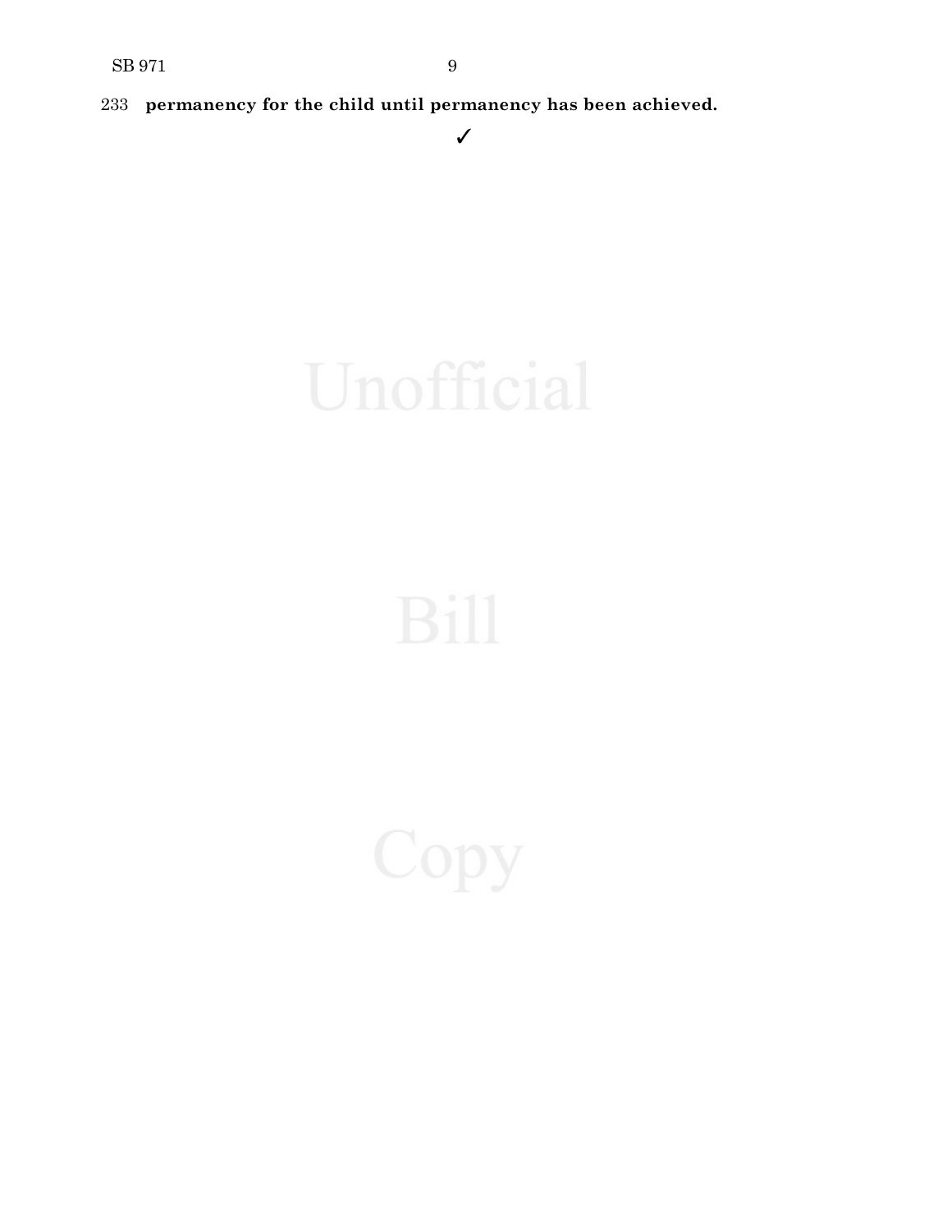233 **permanency for the child until permanency has been achieved.**

✓